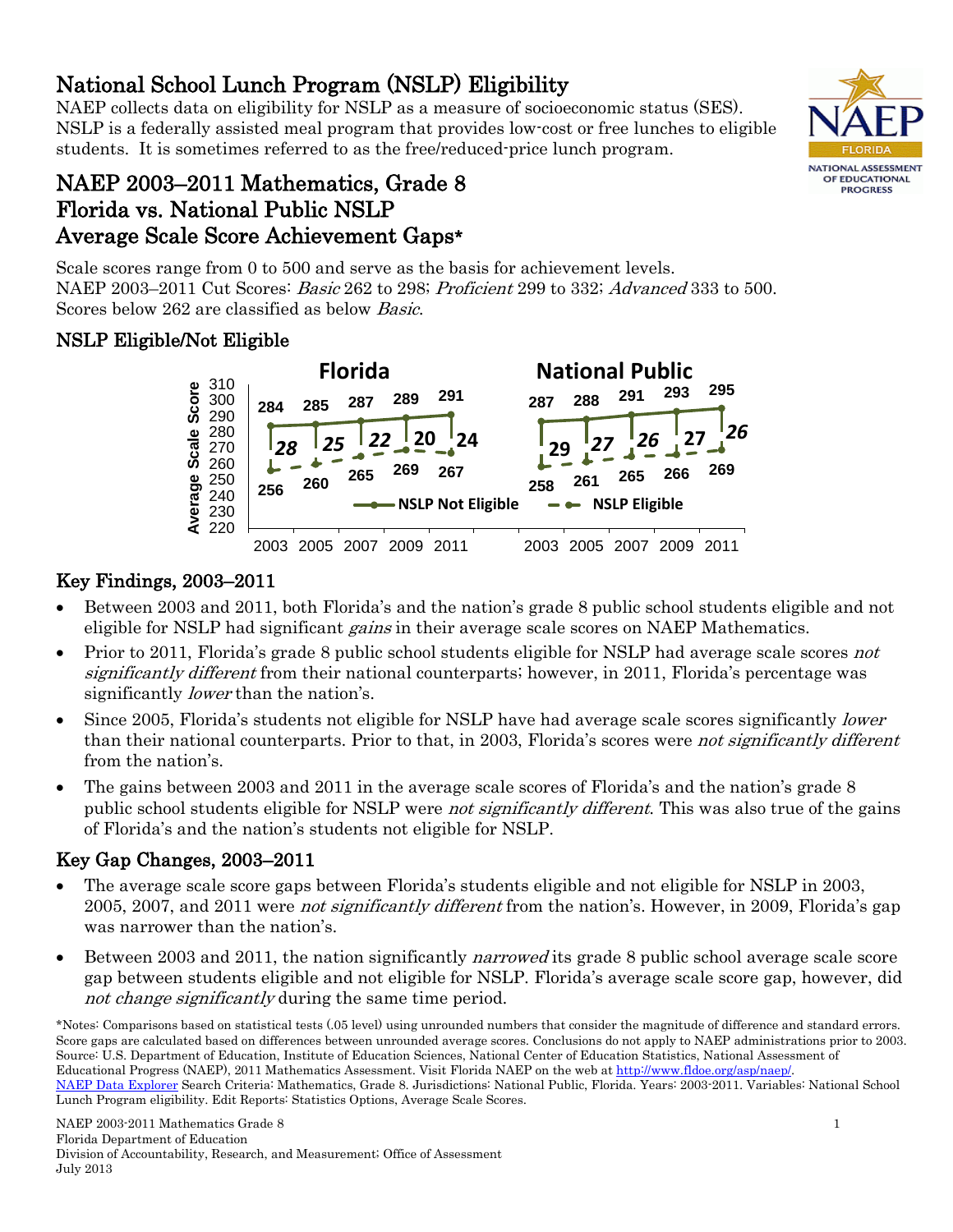# National School Lunch Program (NSLP) Eligibility

NAEP collects data on eligibility for NSLP as a measure of socioeconomic status (SES). NSLP is a federally assisted meal program that provides low-cost or free lunches to eligible students. It is sometimes referred to as the free/reduced-price lunch program.

## NAEP 2003–2011 Mathematics, Grade 8
## Florida vs. National Public NSLP
## Average Scale Score Achievement Gaps*

Scale scores range from 0 to 500 and serve as the basis for achievement levels.
NAEP 2003–2011 Cut Scores: *Basic* 262 to 298; *Proficient* 299 to 332; *Advanced* 333 to 500.
Scores below 262 are classified as below *Basic*.

### NSLP Eligible/Not Eligible

**Florida**

| Year | NSLP Not Eligible | NSLP Eligible | Gap |
|---|---|---|---|
| 2003 | 284 | 256 | 28 |
| 2005 | 285 | 260 | 25 |
| 2007 | 287 | 265 | 22 |
| 2009 | 289 | 269 | 20 |
| 2011 | 291 | 267 | 24 |

**National Public**

| Year | NSLP Not Eligible | NSLP Eligible | Gap |
|---|---|---|---|
| 2003 | 287 | 258 | 29 |
| 2005 | 288 | 261 | 27 |
| 2007 | 291 | 265 | 26 |
| 2009 | 293 | 266 | 27 |
| 2011 | 295 | 269 | 26 |

## Key Findings, 2003–2011

- Between 2003 and 2011, both Florida's and the nation's grade 8 public school students eligible and not eligible for NSLP had significant *gains* in their average scale scores on NAEP Mathematics.
- Prior to 2011, Florida's grade 8 public school students eligible for NSLP had average scale scores *not significantly different* from their national counterparts; however, in 2011, Florida's percentage was significantly *lower* than the nation's.
- Since 2005, Florida's students not eligible for NSLP have had average scale scores significantly *lower* than their national counterparts. Prior to that, in 2003, Florida's scores were *not significantly different* from the nation's.
- The gains between 2003 and 2011 in the average scale scores of Florida's and the nation's grade 8 public school students eligible for NSLP were *not significantly different*. This was also true of the gains of Florida's and the nation's students not eligible for NSLP.

## Key Gap Changes, 2003–2011

- The average scale score gaps between Florida's students eligible and not eligible for NSLP in 2003, 2005, 2007, and 2011 were *not significantly different* from the nation's. However, in 2009, Florida's gap was narrower than the nation's.
- Between 2003 and 2011, the nation significantly *narrowed* its grade 8 public school average scale score gap between students eligible and not eligible for NSLP. Florida's average scale score gap, however, did *not change significantly* during the same time period.

*Notes: Comparisons based on statistical tests (.05 level) using unrounded numbers that consider the magnitude of difference and standard errors. Score gaps are calculated based on differences between unrounded average scores. Conclusions do not apply to NAEP administrations prior to 2003.
Source: U.S. Department of Education, Institute of Education Sciences, National Center of Education Statistics, National Assessment of Educational Progress (NAEP), 2011 Mathematics Assessment. Visit Florida NAEP on the web at http://www.fldoe.org/asp/naep/.
NAEP Data Explorer Search Criteria: Mathematics, Grade 8. Jurisdictions: National Public, Florida. Years: 2003-2011. Variables: National School Lunch Program eligibility. Edit Reports: Statistics Options, Average Scale Scores.

NAEP 2003-2011 Mathematics Grade 8
Florida Department of Education
Division of Accountability, Research, and Measurement; Office of Assessment
July 2013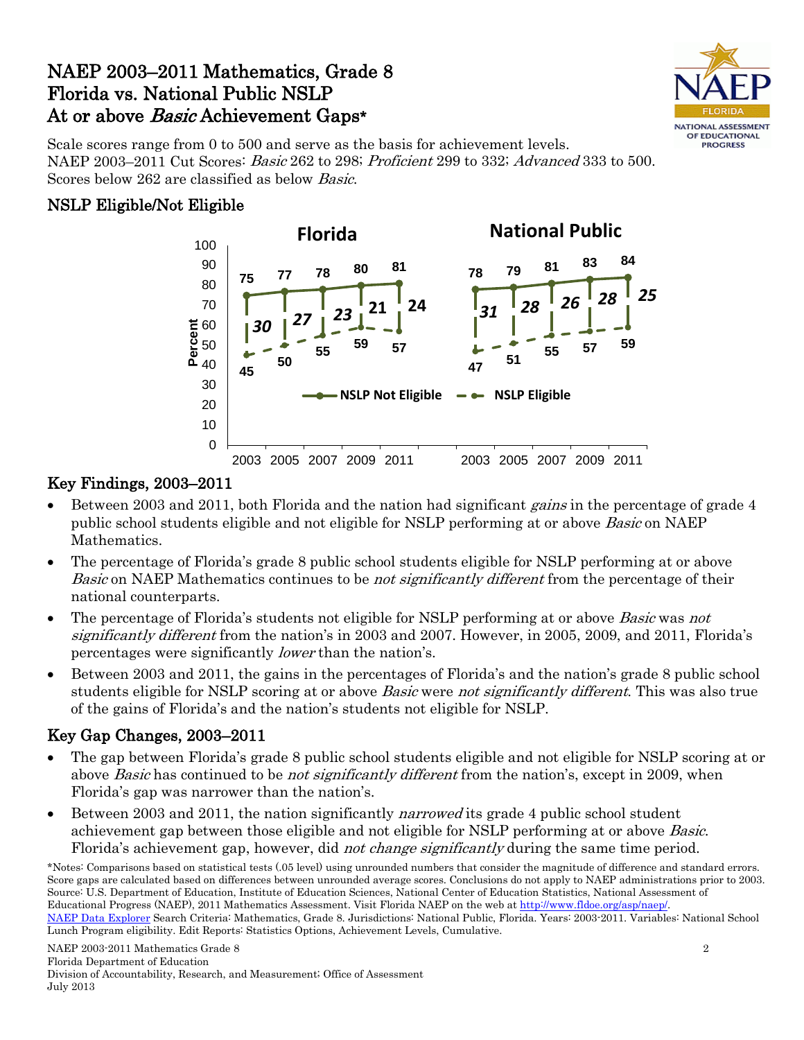# NAEP 2003–2011 Mathematics, Grade 8
# Florida vs. National Public NSLP
# At or above *Basic* Achievement Gaps*

Scale scores range from 0 to 500 and serve as the basis for achievement levels.
NAEP 2003–2011 Cut Scores: *Basic* 262 to 298; *Proficient* 299 to 332; *Advanced* 333 to 500.
Scores below 262 are classified as below *Basic*.

## NSLP Eligible/Not Eligible

| | Florida | | | | | National Public | | | | |
|---|---|---|---|---|---|---|---|---|---|---|
| | 2003 | 2005 | 2007 | 2009 | 2011 | 2003 | 2005 | 2007 | 2009 | 2011 |
| NSLP Not Eligible | 75 | 77 | 78 | 80 | 81 | 78 | 79 | 81 | 83 | 84 |
| NSLP Eligible | 45 | 50 | 55 | 59 | 57 | 47 | 51 | 55 | 57 | 59 |
| Gap | 30 | 27 | 23 | 21 | 24 | 31 | 28 | 26 | 28 | 25 |

## Key Findings, 2003–2011

- Between 2003 and 2011, both Florida and the nation had significant *gains* in the percentage of grade 4 public school students eligible and not eligible for NSLP performing at or above *Basic* on NAEP Mathematics.
- The percentage of Florida's grade 8 public school students eligible for NSLP performing at or above *Basic* on NAEP Mathematics continues to be *not significantly different* from the percentage of their national counterparts.
- The percentage of Florida's students not eligible for NSLP performing at or above *Basic* was *not significantly different* from the nation's in 2003 and 2007. However, in 2005, 2009, and 2011, Florida's percentages were significantly *lower* than the nation's.
- Between 2003 and 2011, the gains in the percentages of Florida's and the nation's grade 8 public school students eligible for NSLP scoring at or above *Basic* were *not significantly different*. This was also true of the gains of Florida's and the nation's students not eligible for NSLP.

## Key Gap Changes, 2003–2011

- The gap between Florida's grade 8 public school students eligible and not eligible for NSLP scoring at or above *Basic* has continued to be *not significantly different* from the nation's, except in 2009, when Florida's gap was narrower than the nation's.
- Between 2003 and 2011, the nation significantly *narrowed* its grade 4 public school student achievement gap between those eligible and not eligible for NSLP performing at or above *Basic*. Florida's achievement gap, however, did *not change significantly* during the same time period.

*Notes: Comparisons based on statistical tests (.05 level) using unrounded numbers that consider the magnitude of difference and standard errors. Score gaps are calculated based on differences between unrounded average scores. Conclusions do not apply to NAEP administrations prior to 2003. Source: U.S. Department of Education, Institute of Education Sciences, National Center of Education Statistics, National Assessment of Educational Progress (NAEP), 2011 Mathematics Assessment. Visit Florida NAEP on the web at http://www.fldoe.org/asp/naep/.
NAEP Data Explorer Search Criteria: Mathematics, Grade 8. Jurisdictions: National Public, Florida. Years: 2003-2011. Variables: National School Lunch Program eligibility. Edit Reports: Statistics Options, Achievement Levels, Cumulative.

NAEP 2003-2011 Mathematics Grade 8
Florida Department of Education
Division of Accountability, Research, and Measurement; Office of Assessment
July 2013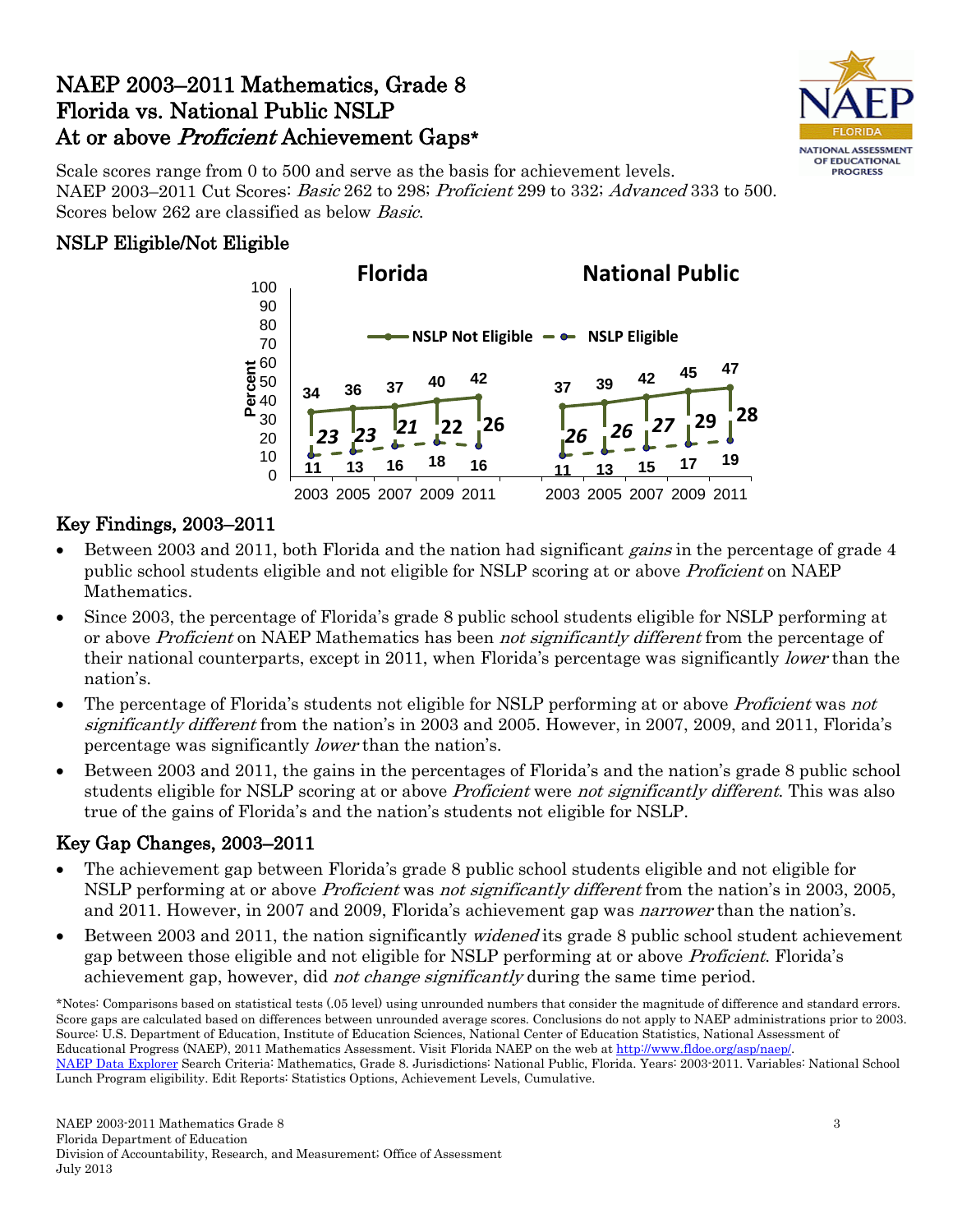# NAEP 2003–2011 Mathematics, Grade 8
# Florida vs. National Public NSLP
# At or above *Proficient* Achievement Gaps*

Scale scores range from 0 to 500 and serve as the basis for achievement levels.
NAEP 2003–2011 Cut Scores: *Basic* 262 to 298; *Proficient* 299 to 332; *Advanced* 333 to 500.
Scores below 262 are classified as below *Basic*.

## NSLP Eligible/Not Eligible

Florida

National Public

NSLP Not Eligible

NSLP Eligible

Percent

100
90
80
70
60
50
40
30
20
10
0

2003 2005 2007 2009 2011

2003 2005 2007 2009 2011

Florida: 34 36 37 40 42
23 23 21 22 26
11 13 16 18 16

National Public: 37 39 42 45 47
26 26 27 29 28
11 13 15 17 19

## Key Findings, 2003–2011

- Between 2003 and 2011, both Florida and the nation had significant *gains* in the percentage of grade 4 public school students eligible and not eligible for NSLP scoring at or above *Proficient* on NAEP Mathematics.
- Since 2003, the percentage of Florida's grade 8 public school students eligible for NSLP performing at or above *Proficient* on NAEP Mathematics has been *not significantly different* from the percentage of their national counterparts, except in 2011, when Florida's percentage was significantly *lower* than the nation's.
- The percentage of Florida's students not eligible for NSLP performing at or above *Proficient* was *not significantly different* from the nation's in 2003 and 2005. However, in 2007, 2009, and 2011, Florida's percentage was significantly *lower* than the nation's.
- Between 2003 and 2011, the gains in the percentages of Florida's and the nation's grade 8 public school students eligible for NSLP scoring at or above *Proficient* were *not significantly different*. This was also true of the gains of Florida's and the nation's students not eligible for NSLP.

## Key Gap Changes, 2003–2011

- The achievement gap between Florida's grade 8 public school students eligible and not eligible for NSLP performing at or above *Proficient* was *not significantly different* from the nation's in 2003, 2005, and 2011. However, in 2007 and 2009, Florida's achievement gap was *narrower* than the nation's.
- Between 2003 and 2011, the nation significantly *widened* its grade 8 public school student achievement gap between those eligible and not eligible for NSLP performing at or above *Proficient*. Florida's achievement gap, however, did *not change significantly* during the same time period.

*Notes: Comparisons based on statistical tests (.05 level) using unrounded numbers that consider the magnitude of difference and standard errors. Score gaps are calculated based on differences between unrounded average scores. Conclusions do not apply to NAEP administrations prior to 2003.
Source: U.S. Department of Education, Institute of Education Sciences, National Center of Education Statistics, National Assessment of Educational Progress (NAEP), 2011 Mathematics Assessment. Visit Florida NAEP on the web at http://www.fldoe.org/asp/naep/.
NAEP Data Explorer Search Criteria: Mathematics, Grade 8. Jurisdictions: National Public, Florida. Years: 2003-2011. Variables: National School Lunch Program eligibility. Edit Reports: Statistics Options, Achievement Levels, Cumulative.

NAEP 2003-2011 Mathematics Grade 8
Florida Department of Education
Division of Accountability, Research, and Measurement; Office of Assessment
July 2013